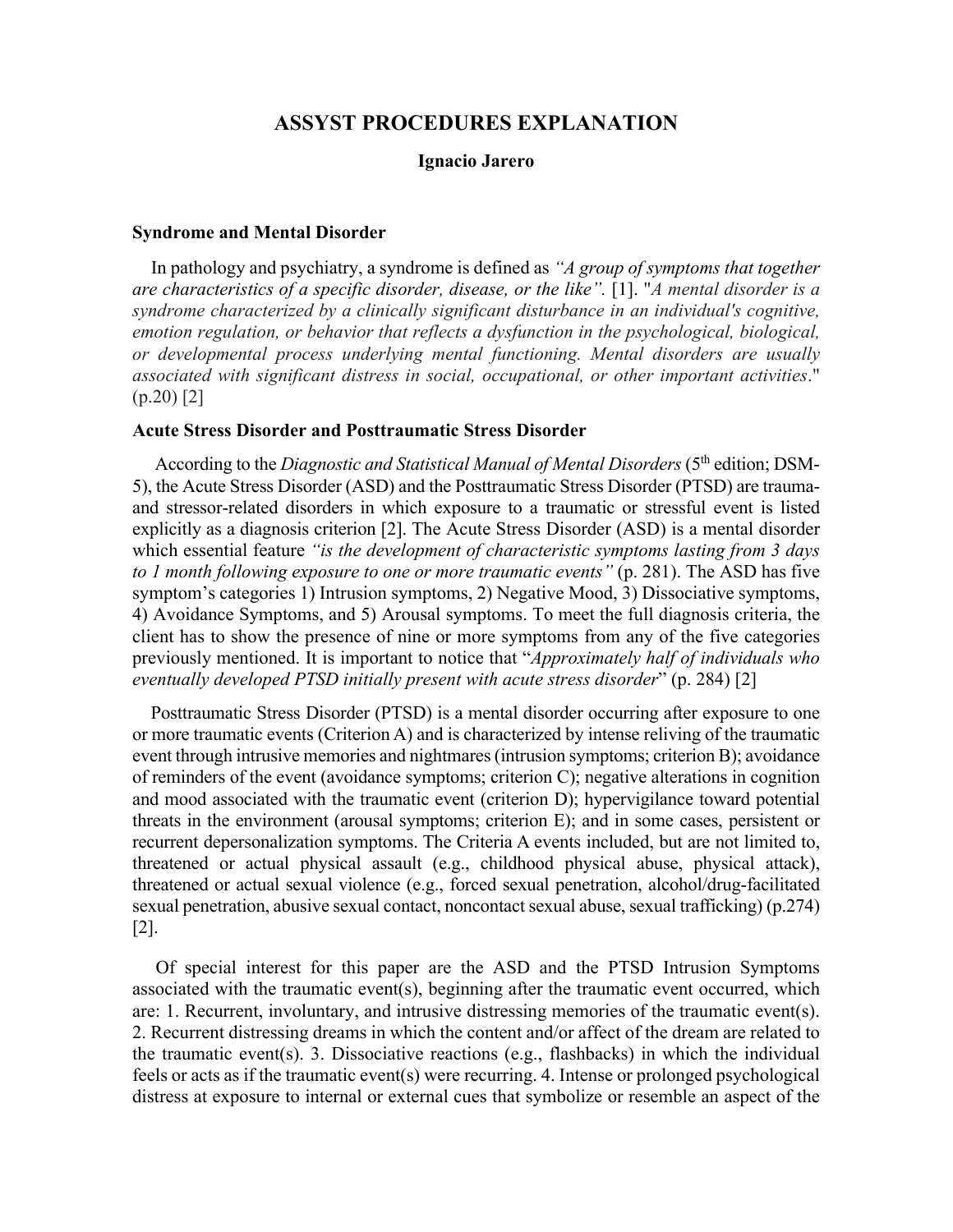# ASSYST PROCEDURES EXPLANATION

**Ignacio Jarero**

## Syndrome and Mental Disorder

In pathology and psychiatry, a syndrome is defined as *"A group of symptoms that together are characteristics of a specific disorder, disease, or the like"*. [1]. "*A mental disorder is a syndrome characterized by a clinically significant disturbance in an individual's cognitive, emotion regulation, or behavior that reflects a dysfunction in the psychological, biological, or developmental process underlying mental functioning. Mental disorders are usually associated with significant distress in social, occupational, or other important activities*." (p.20) [2]

## Acute Stress Disorder and Posttraumatic Stress Disorder

According to the *Diagnostic and Statistical Manual of Mental Disorders* (5th edition; DSM-5), the Acute Stress Disorder (ASD) and the Posttraumatic Stress Disorder (PTSD) are trauma- and stressor-related disorders in which exposure to a traumatic or stressful event is listed explicitly as a diagnosis criterion [2]. The Acute Stress Disorder (ASD) is a mental disorder which essential feature *"is the development of characteristic symptoms lasting from 3 days to 1 month following exposure to one or more traumatic events"* (p. 281). The ASD has five symptom's categories 1) Intrusion symptoms, 2) Negative Mood, 3) Dissociative symptoms, 4) Avoidance Symptoms, and 5) Arousal symptoms. To meet the full diagnosis criteria, the client has to show the presence of nine or more symptoms from any of the five categories previously mentioned. It is important to notice that "*Approximately half of individuals who eventually developed PTSD initially present with acute stress disorder*" (p. 284) [2]

Posttraumatic Stress Disorder (PTSD) is a mental disorder occurring after exposure to one or more traumatic events (Criterion A) and is characterized by intense reliving of the traumatic event through intrusive memories and nightmares (intrusion symptoms; criterion B); avoidance of reminders of the event (avoidance symptoms; criterion C); negative alterations in cognition and mood associated with the traumatic event (criterion D); hypervigilance toward potential threats in the environment (arousal symptoms; criterion E); and in some cases, persistent or recurrent depersonalization symptoms. The Criteria A events included, but are not limited to, threatened or actual physical assault (e.g., childhood physical abuse, physical attack), threatened or actual sexual violence (e.g., forced sexual penetration, alcohol/drug-facilitated sexual penetration, abusive sexual contact, noncontact sexual abuse, sexual trafficking) (p.274) [2].

Of special interest for this paper are the ASD and the PTSD Intrusion Symptoms associated with the traumatic event(s), beginning after the traumatic event occurred, which are: 1. Recurrent, involuntary, and intrusive distressing memories of the traumatic event(s). 2. Recurrent distressing dreams in which the content and/or affect of the dream are related to the traumatic event(s). 3. Dissociative reactions (e.g., flashbacks) in which the individual feels or acts as if the traumatic event(s) were recurring. 4. Intense or prolonged psychological distress at exposure to internal or external cues that symbolize or resemble an aspect of the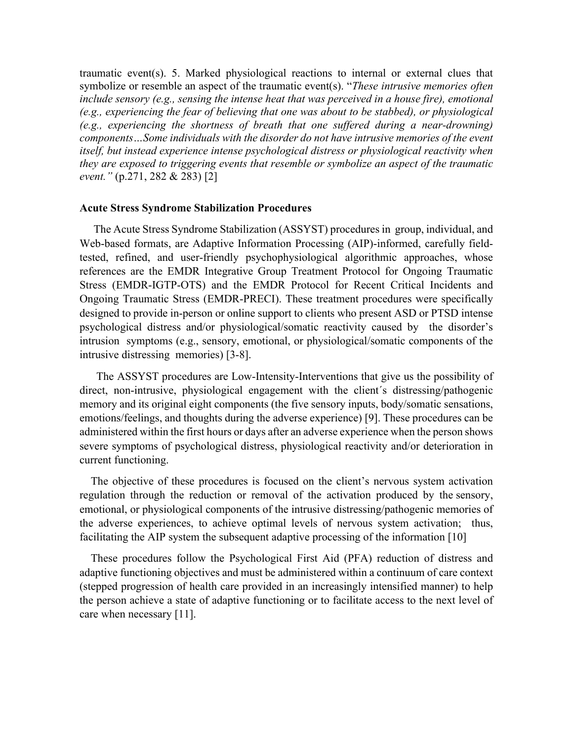traumatic event(s). 5. Marked physiological reactions to internal or external clues that symbolize or resemble an aspect of the traumatic event(s). "*These intrusive memories often include sensory (e.g., sensing the intense heat that was perceived in a house fire), emotional (e.g., experiencing the fear of believing that one was about to be stabbed), or physiological (e.g., experiencing the shortness of breath that one suffered during a near-drowning) components…Some individuals with the disorder do not have intrusive memories of the event itself, but instead experience intense psychological distress or physiological reactivity when they are exposed to triggering events that resemble or symbolize an aspect of the traumatic event."* (p.271, 282 & 283) [2]

**Acute Stress Syndrome Stabilization Procedures**

The Acute Stress Syndrome Stabilization (ASSYST) procedures in group, individual, and Web-based formats, are Adaptive Information Processing (AIP)-informed, carefully field-tested, refined, and user-friendly psychophysiological algorithmic approaches, whose references are the EMDR Integrative Group Treatment Protocol for Ongoing Traumatic Stress (EMDR-IGTP-OTS) and the EMDR Protocol for Recent Critical Incidents and Ongoing Traumatic Stress (EMDR-PRECI). These treatment procedures were specifically designed to provide in-person or online support to clients who present ASD or PTSD intense psychological distress and/or physiological/somatic reactivity caused by the disorder's intrusion symptoms (e.g., sensory, emotional, or physiological/somatic components of the intrusive distressing memories) [3-8].

The ASSYST procedures are Low-Intensity-Interventions that give us the possibility of direct, non-intrusive, physiological engagement with the client´s distressing/pathogenic memory and its original eight components (the five sensory inputs, body/somatic sensations, emotions/feelings, and thoughts during the adverse experience) [9]. These procedures can be administered within the first hours or days after an adverse experience when the person shows severe symptoms of psychological distress, physiological reactivity and/or deterioration in current functioning.

The objective of these procedures is focused on the client's nervous system activation regulation through the reduction or removal of the activation produced by the sensory, emotional, or physiological components of the intrusive distressing/pathogenic memories of the adverse experiences, to achieve optimal levels of nervous system activation; thus, facilitating the AIP system the subsequent adaptive processing of the information [10]

These procedures follow the Psychological First Aid (PFA) reduction of distress and adaptive functioning objectives and must be administered within a continuum of care context (stepped progression of health care provided in an increasingly intensified manner) to help the person achieve a state of adaptive functioning or to facilitate access to the next level of care when necessary [11].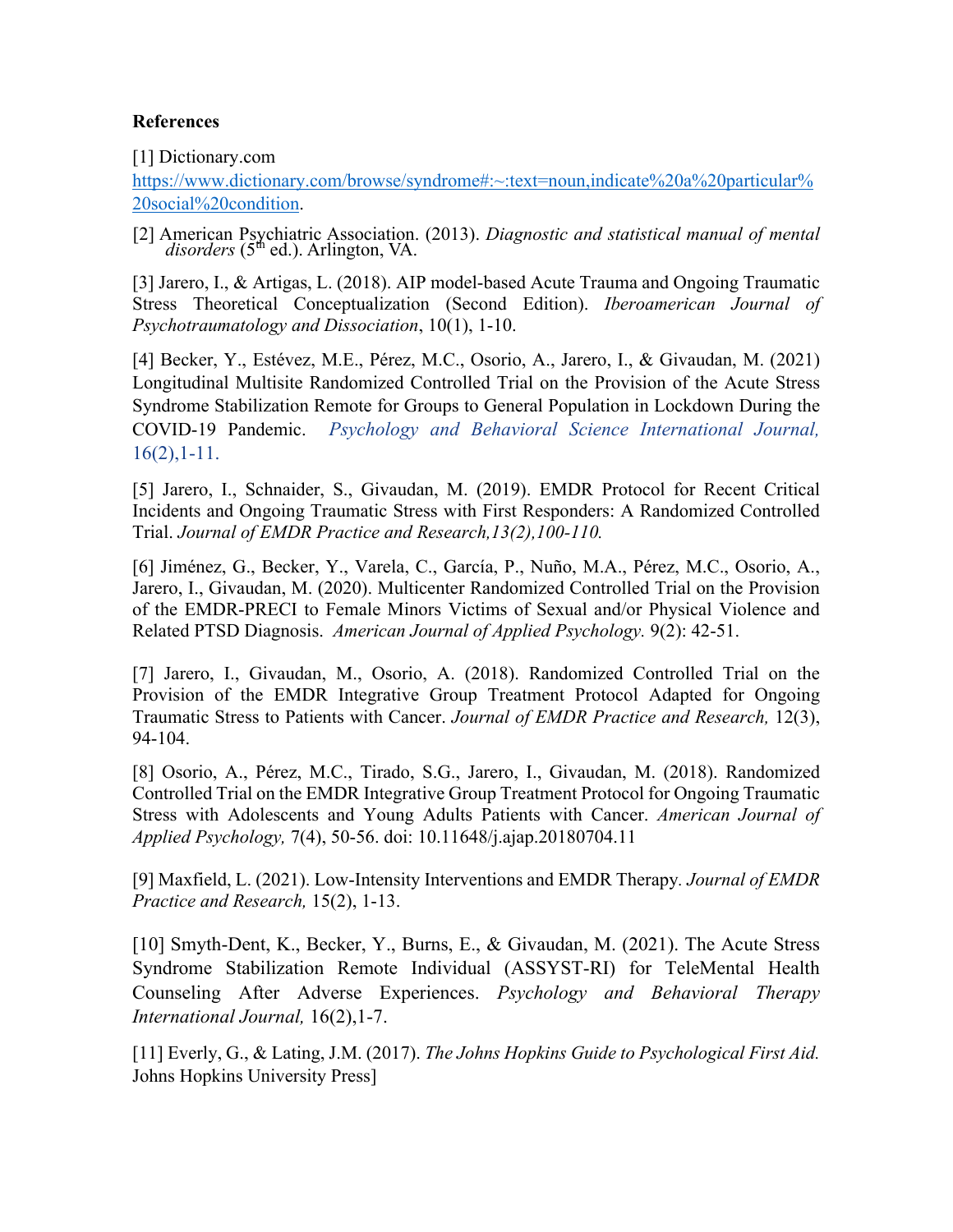**References**

[1] Dictionary.com https://www.dictionary.com/browse/syndrome#:~:text=noun,indicate%20a%20particular%20social%20condition.

[2] American Psychiatric Association. (2013). *Diagnostic and statistical manual of mental disorders* (5th ed.). Arlington, VA.

[3] Jarero, I., & Artigas, L. (2018). AIP model-based Acute Trauma and Ongoing Traumatic Stress Theoretical Conceptualization (Second Edition). *Iberoamerican Journal of Psychotraumatology and Dissociation*, 10(1), 1-10.

[4] Becker, Y., Estévez, M.E., Pérez, M.C., Osorio, A., Jarero, I., & Givaudan, M. (2021) Longitudinal Multisite Randomized Controlled Trial on the Provision of the Acute Stress Syndrome Stabilization Remote for Groups to General Population in Lockdown During the COVID-19 Pandemic. *Psychology and Behavioral Science International Journal,* 16(2),1-11.

[5] Jarero, I., Schnaider, S., Givaudan, M. (2019). EMDR Protocol for Recent Critical Incidents and Ongoing Traumatic Stress with First Responders: A Randomized Controlled Trial. *Journal of EMDR Practice and Research,13(2),100-110.*

[6] Jiménez, G., Becker, Y., Varela, C., García, P., Nuño, M.A., Pérez, M.C., Osorio, A., Jarero, I., Givaudan, M. (2020). Multicenter Randomized Controlled Trial on the Provision of the EMDR-PRECI to Female Minors Victims of Sexual and/or Physical Violence and Related PTSD Diagnosis. *American Journal of Applied Psychology.* 9(2): 42-51.

[7] Jarero, I., Givaudan, M., Osorio, A. (2018). Randomized Controlled Trial on the Provision of the EMDR Integrative Group Treatment Protocol Adapted for Ongoing Traumatic Stress to Patients with Cancer. *Journal of EMDR Practice and Research,* 12(3), 94-104.

[8] Osorio, A., Pérez, M.C., Tirado, S.G., Jarero, I., Givaudan, M. (2018). Randomized Controlled Trial on the EMDR Integrative Group Treatment Protocol for Ongoing Traumatic Stress with Adolescents and Young Adults Patients with Cancer. *American Journal of Applied Psychology,* 7(4), 50-56. doi: 10.11648/j.ajap.20180704.11

[9] Maxfield, L. (2021). Low-Intensity Interventions and EMDR Therapy. *Journal of EMDR Practice and Research,* 15(2), 1-13.

[10] Smyth-Dent, K., Becker, Y., Burns, E., & Givaudan, M. (2021). The Acute Stress Syndrome Stabilization Remote Individual (ASSYST-RI) for TeleMental Health Counseling After Adverse Experiences. *Psychology and Behavioral Therapy International Journal,* 16(2),1-7.

[11] Everly, G., & Lating, J.M. (2017). *The Johns Hopkins Guide to Psychological First Aid.* Johns Hopkins University Press]